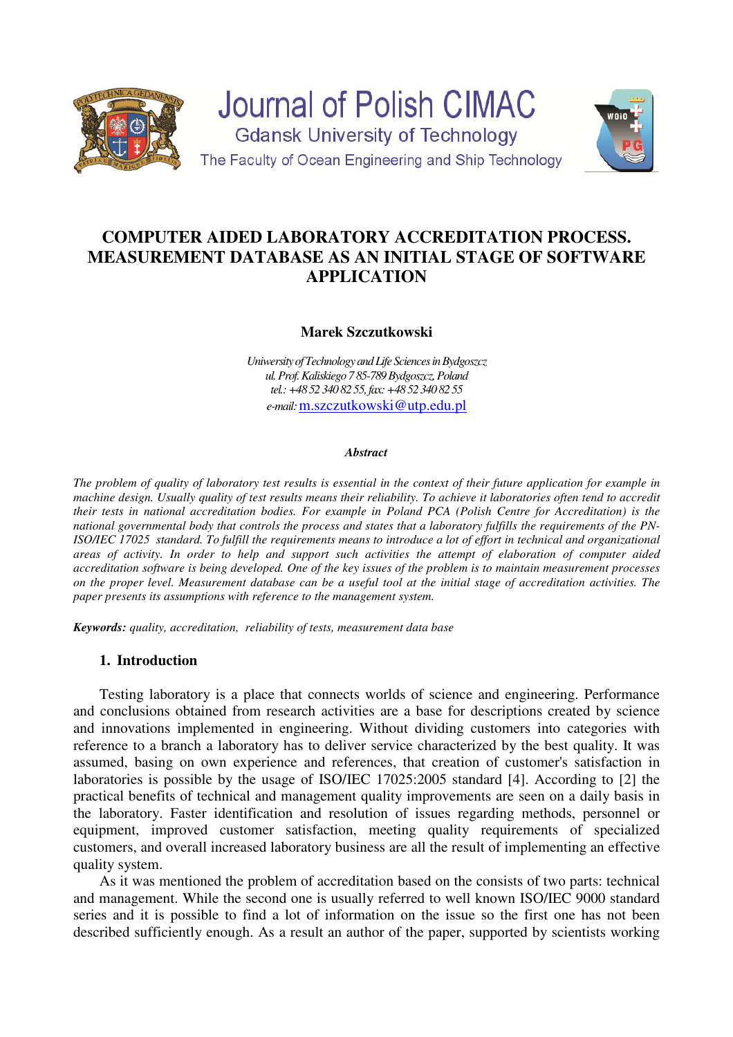# Journal of Polish CIMAC

Gdansk University of Technology

The Faculty of Ocean Engineering and Ship Technology

# COMPUTER AIDED LABORATORY ACCREDITATION PROCESS. MEASUREMENT DATABASE AS AN INITIAL STAGE OF SOFTWARE APPLICATION

**Marek Szczutkowski**

*Uniwersity of Technology and Life Sciences in Bydgoszcz*
*ul. Prof. Kaliskiego 7 85-789 Bydgoszcz, Poland*
*tel.: +48 52 340 82 55, fax: +48 52 340 82 55*
*e-mail:* m.szczutkowski@utp.edu.pl

***Abstract***

*The problem of quality of laboratory test results is essential in the context of their future application for example in machine design. Usually quality of test results means their reliability. To achieve it laboratories often tend to accredit their tests in national accreditation bodies. For example in Poland PCA (Polish Centre for Accreditation) is the national governmental body that controls the process and states that a laboratory fulfills the requirements of the PN-ISO/IEC 17025 standard. To fulfill the requirements means to introduce a lot of effort in technical and organizational areas of activity. In order to help and support such activities the attempt of elaboration of computer aided accreditation software is being developed. One of the key issues of the problem is to maintain measurement processes on the proper level. Measurement database can be a useful tool at the initial stage of accreditation activities. The paper presents its assumptions with reference to the management system.*

***Keywords:*** *quality, accreditation, reliability of tests, measurement data base*

## 1. Introduction

Testing laboratory is a place that connects worlds of science and engineering. Performance and conclusions obtained from research activities are a base for descriptions created by science and innovations implemented in engineering. Without dividing customers into categories with reference to a branch a laboratory has to deliver service characterized by the best quality. It was assumed, basing on own experience and references, that creation of customer's satisfaction in laboratories is possible by the usage of ISO/IEC 17025:2005 standard [4]. According to [2] the practical benefits of technical and management quality improvements are seen on a daily basis in the laboratory. Faster identification and resolution of issues regarding methods, personnel or equipment, improved customer satisfaction, meeting quality requirements of specialized customers, and overall increased laboratory business are all the result of implementing an effective quality system.

As it was mentioned the problem of accreditation based on the consists of two parts: technical and management. While the second one is usually referred to well known ISO/IEC 9000 standard series and it is possible to find a lot of information on the issue so the first one has not been described sufficiently enough. As a result an author of the paper, supported by scientists working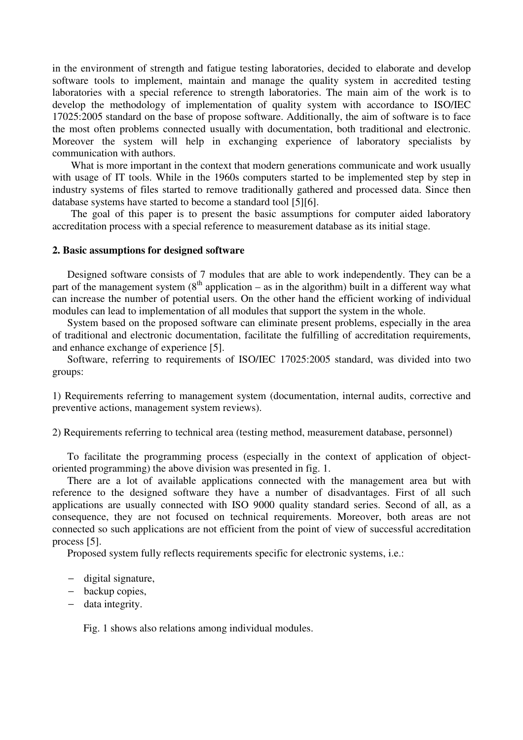in the environment of strength and fatigue testing laboratories, decided to elaborate and develop software tools to implement, maintain and manage the quality system in accredited testing laboratories with a special reference to strength laboratories. The main aim of the work is to develop the methodology of implementation of quality system with accordance to ISO/IEC 17025:2005 standard on the base of propose software. Additionally, the aim of software is to face the most often problems connected usually with documentation, both traditional and electronic. Moreover the system will help in exchanging experience of laboratory specialists by communication with authors.

What is more important in the context that modern generations communicate and work usually with usage of IT tools. While in the 1960s computers started to be implemented step by step in industry systems of files started to remove traditionally gathered and processed data. Since then database systems have started to become a standard tool [5][6].

The goal of this paper is to present the basic assumptions for computer aided laboratory accreditation process with a special reference to measurement database as its initial stage.

## 2. Basic assumptions for designed software

Designed software consists of 7 modules that are able to work independently. They can be a part of the management system (8th application – as in the algorithm) built in a different way what can increase the number of potential users. On the other hand the efficient working of individual modules can lead to implementation of all modules that support the system in the whole.

System based on the proposed software can eliminate present problems, especially in the area of traditional and electronic documentation, facilitate the fulfilling of accreditation requirements, and enhance exchange of experience [5].

Software, referring to requirements of ISO/IEC 17025:2005 standard, was divided into two groups:

1) Requirements referring to management system (documentation, internal audits, corrective and preventive actions, management system reviews).

2) Requirements referring to technical area (testing method, measurement database, personnel)

To facilitate the programming process (especially in the context of application of object-oriented programming) the above division was presented in fig. 1.

There are a lot of available applications connected with the management area but with reference to the designed software they have a number of disadvantages. First of all such applications are usually connected with ISO 9000 quality standard series. Second of all, as a consequence, they are not focused on technical requirements. Moreover, both areas are not connected so such applications are not efficient from the point of view of successful accreditation process [5].

Proposed system fully reflects requirements specific for electronic systems, i.e.:

- digital signature,
- backup copies,
- data integrity.

Fig. 1 shows also relations among individual modules.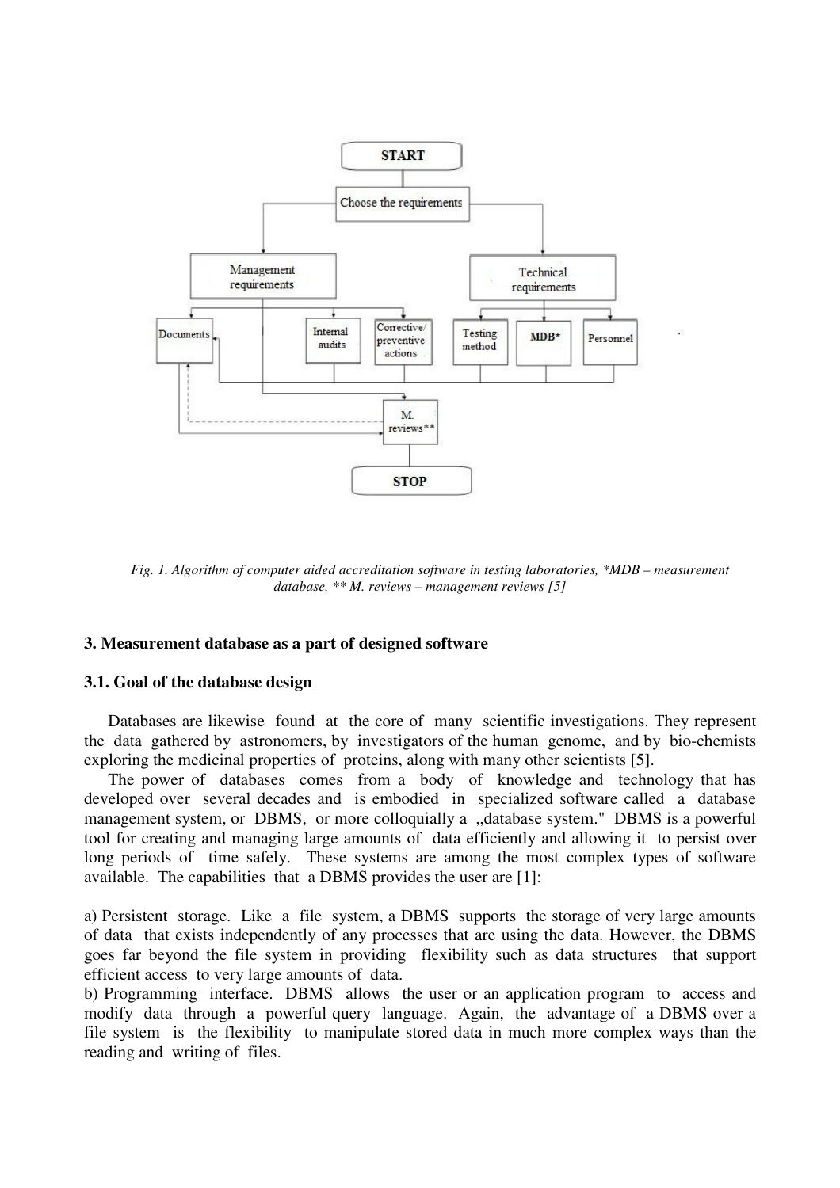Fig. 1. Algorithm of computer aided accreditation software in testing laboratories, *MDB – measurement database, ** M. reviews – management reviews [5]

### 3. Measurement database as a part of designed software

#### 3.1. Goal of the database design

Databases are likewise found at the core of many scientific investigations. They represent the data gathered by astronomers, by investigators of the human genome, and by bio-chemists exploring the medicinal properties of proteins, along with many other scientists [5].

The power of databases comes from a body of knowledge and technology that has developed over several decades and is embodied in specialized software called a database management system, or DBMS, or more colloquially a „database system." DBMS is a powerful tool for creating and managing large amounts of data efficiently and allowing it to persist over long periods of time safely. These systems are among the most complex types of software available. The capabilities that a DBMS provides the user are [1]:

a) Persistent storage. Like a file system, a DBMS supports the storage of very large amounts of data that exists independently of any processes that are using the data. However, the DBMS goes far beyond the file system in providing flexibility such as data structures that support efficient access to very large amounts of data.

b) Programming interface. DBMS allows the user or an application program to access and modify data through a powerful query language. Again, the advantage of a DBMS over a file system is the flexibility to manipulate stored data in much more complex ways than the reading and writing of files.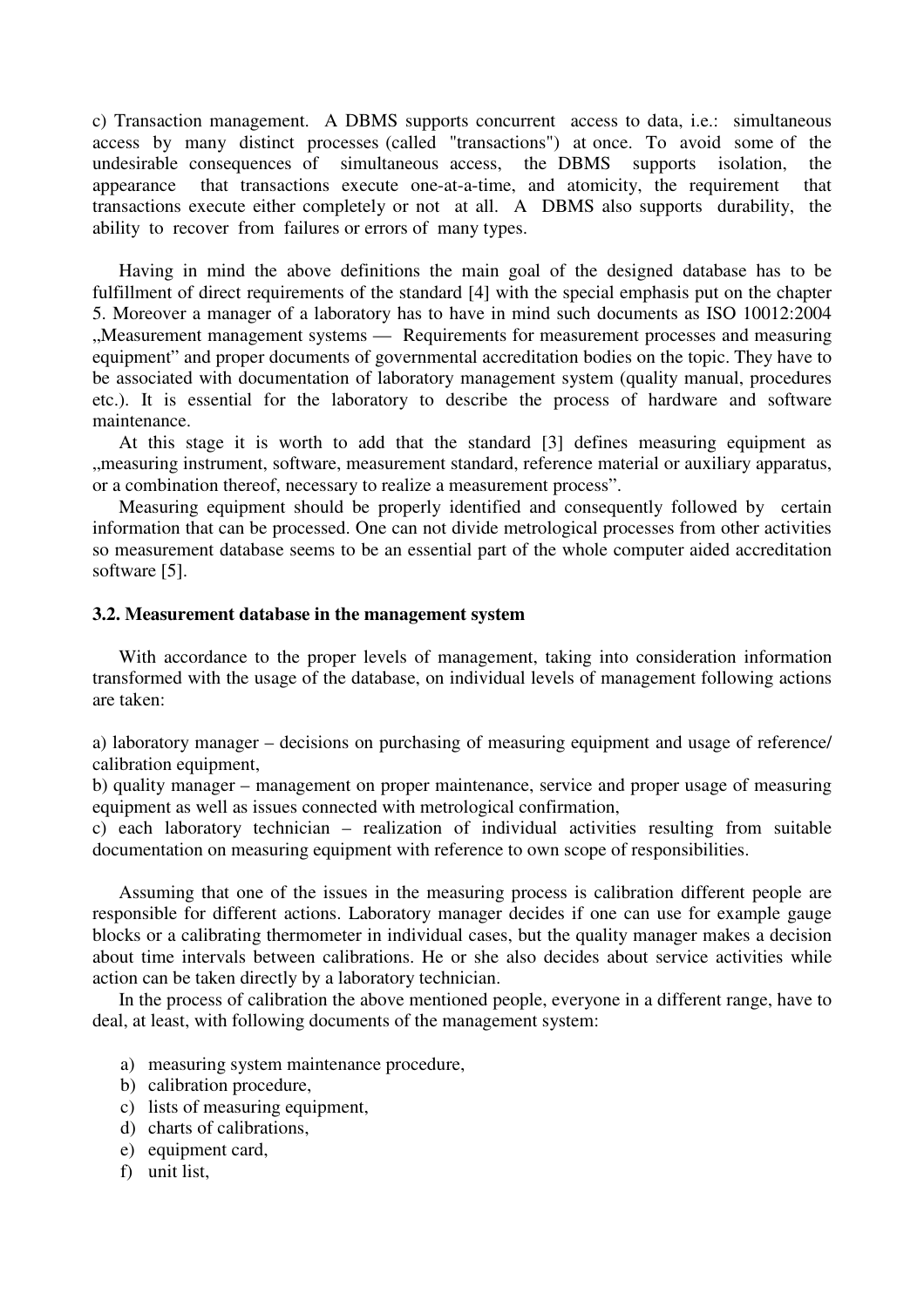c) Transaction management. A DBMS supports concurrent access to data, i.e.: simultaneous access by many distinct processes (called "transactions") at once. To avoid some of the undesirable consequences of simultaneous access, the DBMS supports isolation, the appearance that transactions execute one-at-a-time, and atomicity, the requirement that transactions execute either completely or not at all. A DBMS also supports durability, the ability to recover from failures or errors of many types.

Having in mind the above definitions the main goal of the designed database has to be fulfillment of direct requirements of the standard [4] with the special emphasis put on the chapter 5. Moreover a manager of a laboratory has to have in mind such documents as ISO 10012:2004 „Measurement management systems — Requirements for measurement processes and measuring equipment" and proper documents of governmental accreditation bodies on the topic. They have to be associated with documentation of laboratory management system (quality manual, procedures etc.). It is essential for the laboratory to describe the process of hardware and software maintenance.

At this stage it is worth to add that the standard [3] defines measuring equipment as „measuring instrument, software, measurement standard, reference material or auxiliary apparatus, or a combination thereof, necessary to realize a measurement process".

Measuring equipment should be properly identified and consequently followed by certain information that can be processed. One can not divide metrological processes from other activities so measurement database seems to be an essential part of the whole computer aided accreditation software [5].

### 3.2. Measurement database in the management system

With accordance to the proper levels of management, taking into consideration information transformed with the usage of the database, on individual levels of management following actions are taken:

a) laboratory manager – decisions on purchasing of measuring equipment and usage of reference/calibration equipment,
b) quality manager – management on proper maintenance, service and proper usage of measuring equipment as well as issues connected with metrological confirmation,
c) each laboratory technician – realization of individual activities resulting from suitable documentation on measuring equipment with reference to own scope of responsibilities.

Assuming that one of the issues in the measuring process is calibration different people are responsible for different actions. Laboratory manager decides if one can use for example gauge blocks or a calibrating thermometer in individual cases, but the quality manager makes a decision about time intervals between calibrations. He or she also decides about service activities while action can be taken directly by a laboratory technician.

In the process of calibration the above mentioned people, everyone in a different range, have to deal, at least, with following documents of the management system:

a) measuring system maintenance procedure,
b) calibration procedure,
c) lists of measuring equipment,
d) charts of calibrations,
e) equipment card,
f) unit list,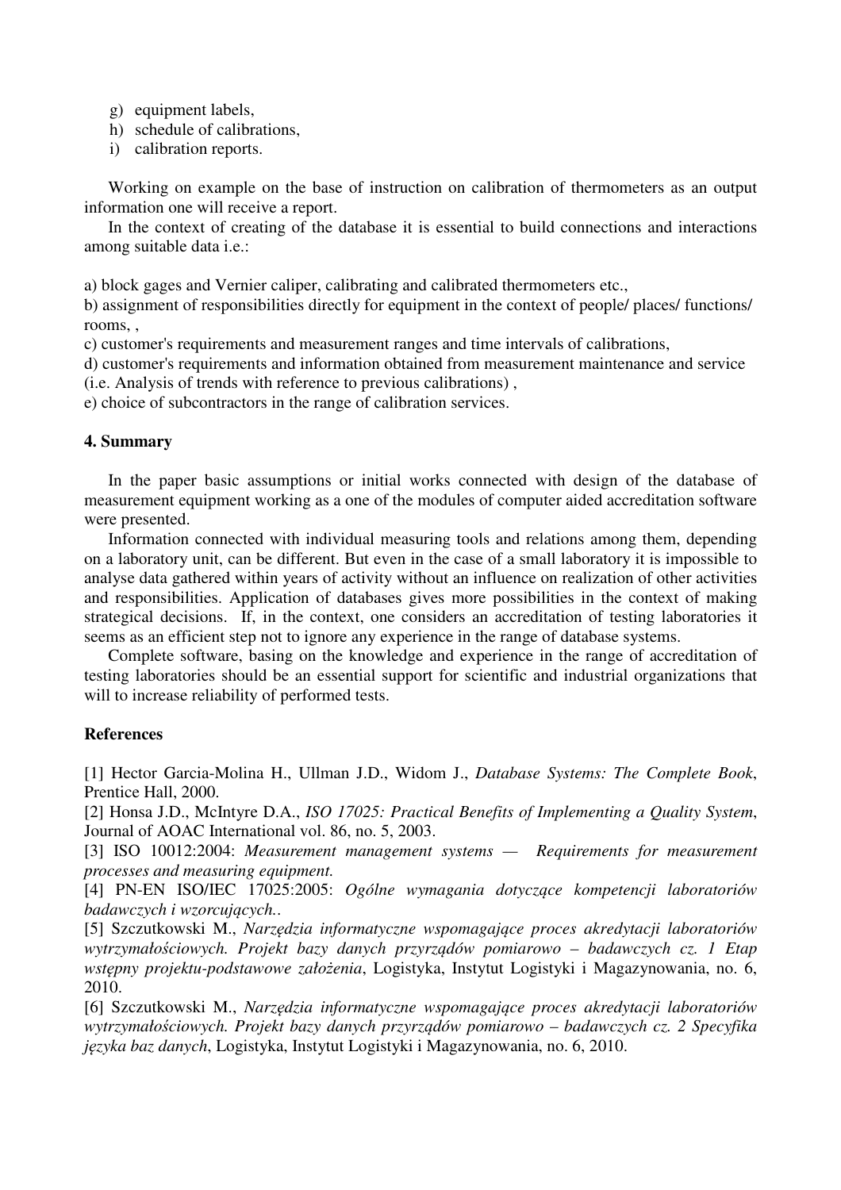g) equipment labels,
h) schedule of calibrations,
i) calibration reports.

Working on example on the base of instruction on calibration of thermometers as an output information one will receive a report.

In the context of creating of the database it is essential to build connections and interactions among suitable data i.e.:

a) block gages and Vernier caliper, calibrating and calibrated thermometers etc.,
b) assignment of responsibilities directly for equipment in the context of people/ places/ functions/ rooms, ,
c) customer's requirements and measurement ranges and time intervals of calibrations,
d) customer's requirements and information obtained from measurement maintenance and service (i.e. Analysis of trends with reference to previous calibrations) ,
e) choice of subcontractors in the range of calibration services.

## 4. Summary

In the paper basic assumptions or initial works connected with design of the database of measurement equipment working as a one of the modules of computer aided accreditation software were presented.

Information connected with individual measuring tools and relations among them, depending on a laboratory unit, can be different. But even in the case of a small laboratory it is impossible to analyse data gathered within years of activity without an influence on realization of other activities and responsibilities. Application of databases gives more possibilities in the context of making strategical decisions. If, in the context, one considers an accreditation of testing laboratories it seems as an efficient step not to ignore any experience in the range of database systems.

Complete software, basing on the knowledge and experience in the range of accreditation of testing laboratories should be an essential support for scientific and industrial organizations that will to increase reliability of performed tests.

## References

[1] Hector Garcia-Molina H., Ullman J.D., Widom J., *Database Systems: The Complete Book*, Prentice Hall, 2000.

[2] Honsa J.D., McIntyre D.A., *ISO 17025: Practical Benefits of Implementing a Quality System*, Journal of AOAC International vol. 86, no. 5, 2003.

[3] ISO 10012:2004: *Measurement management systems — Requirements for measurement processes and measuring equipment.*

[4] PN-EN ISO/IEC 17025:2005: *Ogólne wymagania dotyczące kompetencji laboratoriów badawczych i wzorcujących..*

[5] Szczutkowski M., *Narzędzia informatyczne wspomagające proces akredytacji laboratoriów wytrzymałościowych. Projekt bazy danych przyrządów pomiarowo – badawczych cz. 1 Etap wstępny projektu-podstawowe założenia*, Logistyka, Instytut Logistyki i Magazynowania, no. 6, 2010.

[6] Szczutkowski M., *Narzędzia informatyczne wspomagające proces akredytacji laboratoriów wytrzymałościowych. Projekt bazy danych przyrządów pomiarowo – badawczych cz. 2 Specyfika języka baz danych*, Logistyka, Instytut Logistyki i Magazynowania, no. 6, 2010.